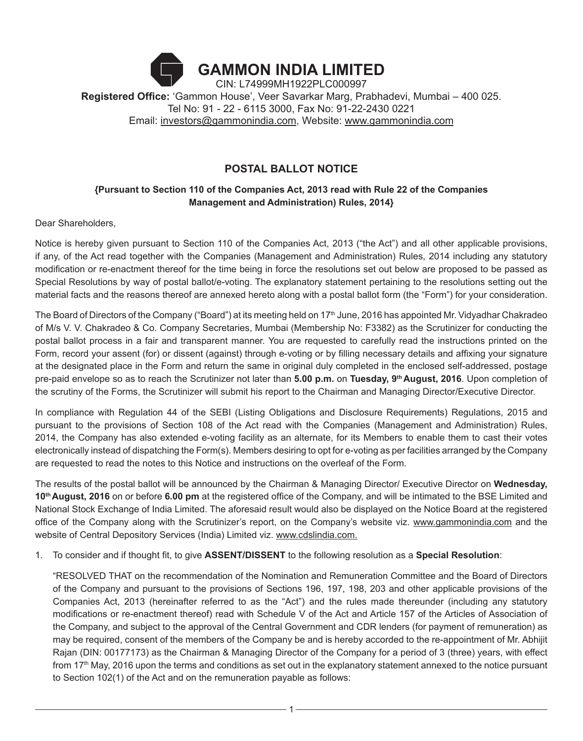# GAMMON INDIA LIMITED

CIN: L74999MH1922PLC000997

**Registered Office:** 'Gammon House', Veer Savarkar Marg, Prabhadevi, Mumbai – 400 025.
Tel No: 91 - 22 - 6115 3000, Fax No: 91-22-2430 0221
Email: investors@gammonindia.com, Website: www.gammonindia.com

## POSTAL BALLOT NOTICE

**{Pursuant to Section 110 of the Companies Act, 2013 read with Rule 22 of the Companies Management and Administration) Rules, 2014}**

Dear Shareholders,

Notice is hereby given pursuant to Section 110 of the Companies Act, 2013 ("the Act") and all other applicable provisions, if any, of the Act read together with the Companies (Management and Administration) Rules, 2014 including any statutory modification or re-enactment thereof for the time being in force the resolutions set out below are proposed to be passed as Special Resolutions by way of postal ballot/e-voting. The explanatory statement pertaining to the resolutions setting out the material facts and the reasons thereof are annexed hereto along with a postal ballot form (the "Form") for your consideration.

The Board of Directors of the Company ("Board") at its meeting held on 17th June, 2016 has appointed Mr. Vidyadhar Chakradeo of M/s V. V. Chakradeo & Co. Company Secretaries, Mumbai (Membership No: F3382) as the Scrutinizer for conducting the postal ballot process in a fair and transparent manner. You are requested to carefully read the instructions printed on the Form, record your assent (for) or dissent (against) through e-voting or by filling necessary details and affixing your signature at the designated place in the Form and return the same in original duly completed in the enclosed self-addressed, postage pre-paid envelope so as to reach the Scrutinizer not later than **5.00 p.m.** on **Tuesday, 9th August, 2016**. Upon completion of the scrutiny of the Forms, the Scrutinizer will submit his report to the Chairman and Managing Director/Executive Director.

In compliance with Regulation 44 of the SEBI (Listing Obligations and Disclosure Requirements) Regulations, 2015 and pursuant to the provisions of Section 108 of the Act read with the Companies (Management and Administration) Rules, 2014, the Company has also extended e-voting facility as an alternate, for its Members to enable them to cast their votes electronically instead of dispatching the Form(s). Members desiring to opt for e-voting as per facilities arranged by the Company are requested to read the notes to this Notice and instructions on the overleaf of the Form.

The results of the postal ballot will be announced by the Chairman & Managing Director/ Executive Director on **Wednesday, 10th August, 2016** on or before **6.00 pm** at the registered office of the Company, and will be intimated to the BSE Limited and National Stock Exchange of India Limited. The aforesaid result would also be displayed on the Notice Board at the registered office of the Company along with the Scrutinizer's report, on the Company's website viz. www.gammonindia.com and the website of Central Depository Services (India) Limited viz. www.cdslindia.com.

1. To consider and if thought fit, to give **ASSENT/DISSENT** to the following resolution as a **Special Resolution**:

   "RESOLVED THAT on the recommendation of the Nomination and Remuneration Committee and the Board of Directors of the Company and pursuant to the provisions of Sections 196, 197, 198, 203 and other applicable provisions of the Companies Act, 2013 (hereinafter referred to as the "Act") and the rules made thereunder (including any statutory modifications or re-enactment thereof) read with Schedule V of the Act and Article 157 of the Articles of Association of the Company, and subject to the approval of the Central Government and CDR lenders (for payment of remuneration) as may be required, consent of the members of the Company be and is hereby accorded to the re-appointment of Mr. Abhijit Rajan (DIN: 00177173) as the Chairman & Managing Director of the Company for a period of 3 (three) years, with effect from 17th May, 2016 upon the terms and conditions as set out in the explanatory statement annexed to the notice pursuant to Section 102(1) of the Act and on the remuneration payable as follows: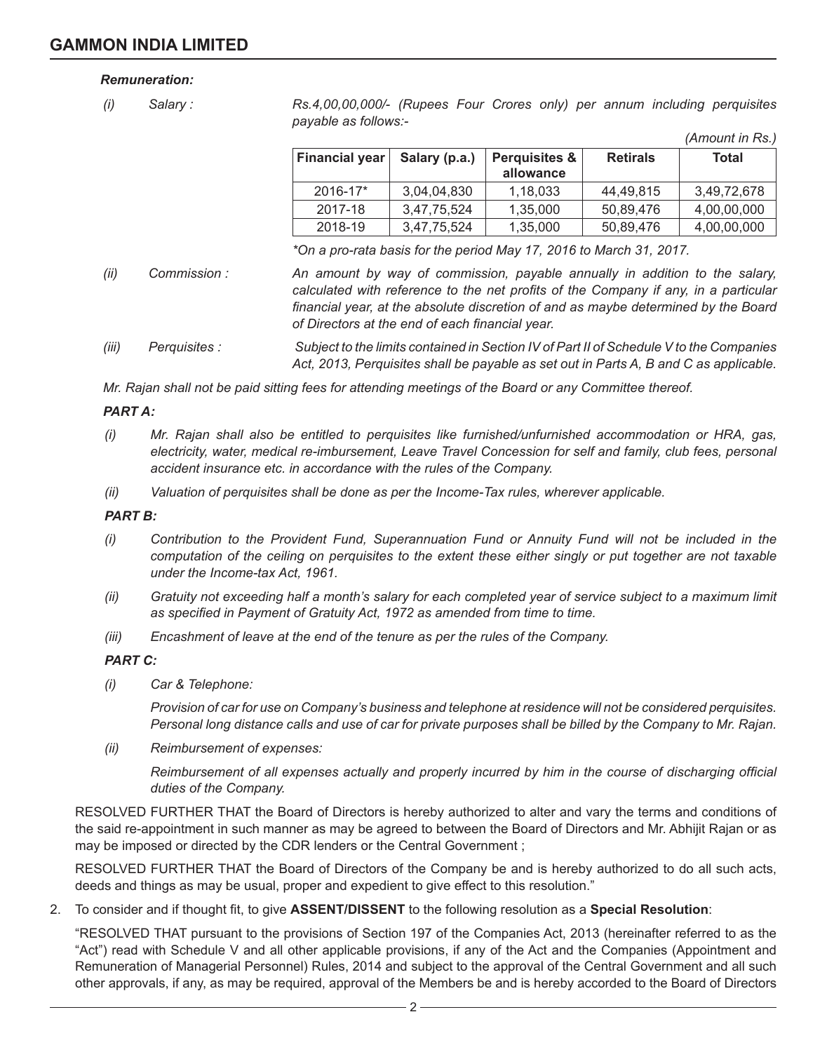*Remuneration:*

*(i)* *Salary :* *Rs.4,00,00,000/- (Rupees Four Crores only) per annum including perquisites payable as follows:-*

*(Amount in Rs.)*

| Financial year | Salary (p.a.) | Perquisites & allowance | Retirals | Total |
|---|---|---|---|---|
| 2016-17* | 3,04,04,830 | 1,18,033 | 44,49,815 | 3,49,72,678 |
| 2017-18 | 3,47,75,524 | 1,35,000 | 50,89,476 | 4,00,00,000 |
| 2018-19 | 3,47,75,524 | 1,35,000 | 50,89,476 | 4,00,00,000 |

*\*On a pro-rata basis for the period May 17, 2016 to March 31, 2017.*

*(ii)* *Commission :* *An amount by way of commission, payable annually in addition to the salary, calculated with reference to the net profits of the Company if any, in a particular financial year, at the absolute discretion of and as maybe determined by the Board of Directors at the end of each financial year.*

*(iii)* *Perquisites :* *Subject to the limits contained in Section IV of Part II of Schedule V to the Companies Act, 2013, Perquisites shall be payable as set out in Parts A, B and C as applicable.*

*Mr. Rajan shall not be paid sitting fees for attending meetings of the Board or any Committee thereof.*

***PART A:***

*(i)* *Mr. Rajan shall also be entitled to perquisites like furnished/unfurnished accommodation or HRA, gas, electricity, water, medical re-imbursement, Leave Travel Concession for self and family, club fees, personal accident insurance etc. in accordance with the rules of the Company.*

*(ii)* *Valuation of perquisites shall be done as per the Income-Tax rules, wherever applicable.*

***PART B:***

*(i)* *Contribution to the Provident Fund, Superannuation Fund or Annuity Fund will not be included in the computation of the ceiling on perquisites to the extent these either singly or put together are not taxable under the Income-tax Act, 1961.*

*(ii)* *Gratuity not exceeding half a month's salary for each completed year of service subject to a maximum limit as specified in Payment of Gratuity Act, 1972 as amended from time to time.*

*(iii)* *Encashment of leave at the end of the tenure as per the rules of the Company.*

***PART C:***

*(i)* *Car & Telephone:*

*Provision of car for use on Company's business and telephone at residence will not be considered perquisites. Personal long distance calls and use of car for private purposes shall be billed by the Company to Mr. Rajan.*

*(ii)* *Reimbursement of expenses:*

*Reimbursement of all expenses actually and properly incurred by him in the course of discharging official duties of the Company.*

RESOLVED FURTHER THAT the Board of Directors is hereby authorized to alter and vary the terms and conditions of the said re-appointment in such manner as may be agreed to between the Board of Directors and Mr. Abhijit Rajan or as may be imposed or directed by the CDR lenders or the Central Government ;

RESOLVED FURTHER THAT the Board of Directors of the Company be and is hereby authorized to do all such acts, deeds and things as may be usual, proper and expedient to give effect to this resolution."

2. To consider and if thought fit, to give **ASSENT/DISSENT** to the following resolution as a **Special Resolution**:

"RESOLVED THAT pursuant to the provisions of Section 197 of the Companies Act, 2013 (hereinafter referred to as the "Act") read with Schedule V and all other applicable provisions, if any of the Act and the Companies (Appointment and Remuneration of Managerial Personnel) Rules, 2014 and subject to the approval of the Central Government and all such other approvals, if any, as may be required, approval of the Members be and is hereby accorded to the Board of Directors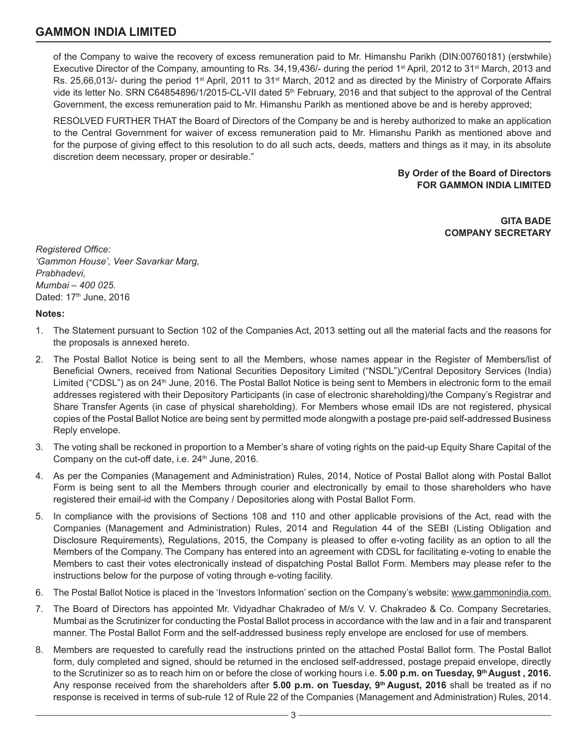of the Company to waive the recovery of excess remuneration paid to Mr. Himanshu Parikh (DIN:00760181) (erstwhile) Executive Director of the Company, amounting to Rs. 34,19,436/- during the period 1st April, 2012 to 31st March, 2013 and Rs. 25,66,013/- during the period 1st April, 2011 to 31st March, 2012 and as directed by the Ministry of Corporate Affairs vide its letter No. SRN C64854896/1/2015-CL-VII dated 5th February, 2016 and that subject to the approval of the Central Government, the excess remuneration paid to Mr. Himanshu Parikh as mentioned above be and is hereby approved;

RESOLVED FURTHER THAT the Board of Directors of the Company be and is hereby authorized to make an application to the Central Government for waiver of excess remuneration paid to Mr. Himanshu Parikh as mentioned above and for the purpose of giving effect to this resolution to do all such acts, deeds, matters and things as it may, in its absolute discretion deem necessary, proper or desirable."

**By Order of the Board of Directors**
**FOR GAMMON INDIA LIMITED**

**GITA BADE**
**COMPANY SECRETARY**

*Registered Office:*
*'Gammon House', Veer Savarkar Marg,*
*Prabhadevi,*
*Mumbai – 400 025.*
Dated: 17th June, 2016

**Notes:**

1. The Statement pursuant to Section 102 of the Companies Act, 2013 setting out all the material facts and the reasons for the proposals is annexed hereto.

2. The Postal Ballot Notice is being sent to all the Members, whose names appear in the Register of Members/list of Beneficial Owners, received from National Securities Depository Limited ("NSDL")/Central Depository Services (India) Limited ("CDSL") as on 24th June, 2016. The Postal Ballot Notice is being sent to Members in electronic form to the email addresses registered with their Depository Participants (in case of electronic shareholding)/the Company's Registrar and Share Transfer Agents (in case of physical shareholding). For Members whose email IDs are not registered, physical copies of the Postal Ballot Notice are being sent by permitted mode alongwith a postage pre-paid self-addressed Business Reply envelope.

3. The voting shall be reckoned in proportion to a Member's share of voting rights on the paid-up Equity Share Capital of the Company on the cut-off date, i.e. 24th June, 2016.

4. As per the Companies (Management and Administration) Rules, 2014, Notice of Postal Ballot along with Postal Ballot Form is being sent to all the Members through courier and electronically by email to those shareholders who have registered their email-id with the Company / Depositories along with Postal Ballot Form.

5. In compliance with the provisions of Sections 108 and 110 and other applicable provisions of the Act, read with the Companies (Management and Administration) Rules, 2014 and Regulation 44 of the SEBI (Listing Obligation and Disclosure Requirements), Regulations, 2015, the Company is pleased to offer e-voting facility as an option to all the Members of the Company. The Company has entered into an agreement with CDSL for facilitating e-voting to enable the Members to cast their votes electronically instead of dispatching Postal Ballot Form. Members may please refer to the instructions below for the purpose of voting through e-voting facility.

6. The Postal Ballot Notice is placed in the 'Investors Information' section on the Company's website: www.gammonindia.com.

7. The Board of Directors has appointed Mr. Vidyadhar Chakradeo of M/s V. V. Chakradeo & Co. Company Secretaries, Mumbai as the Scrutinizer for conducting the Postal Ballot process in accordance with the law and in a fair and transparent manner. The Postal Ballot Form and the self-addressed business reply envelope are enclosed for use of members.

8. Members are requested to carefully read the instructions printed on the attached Postal Ballot form. The Postal Ballot form, duly completed and signed, should be returned in the enclosed self-addressed, postage prepaid envelope, directly to the Scrutinizer so as to reach him on or before the close of working hours i.e. **5.00 p.m. on Tuesday, 9th August , 2016.** Any response received from the shareholders after **5.00 p.m. on Tuesday, 9th August, 2016** shall be treated as if no response is received in terms of sub-rule 12 of Rule 22 of the Companies (Management and Administration) Rules, 2014.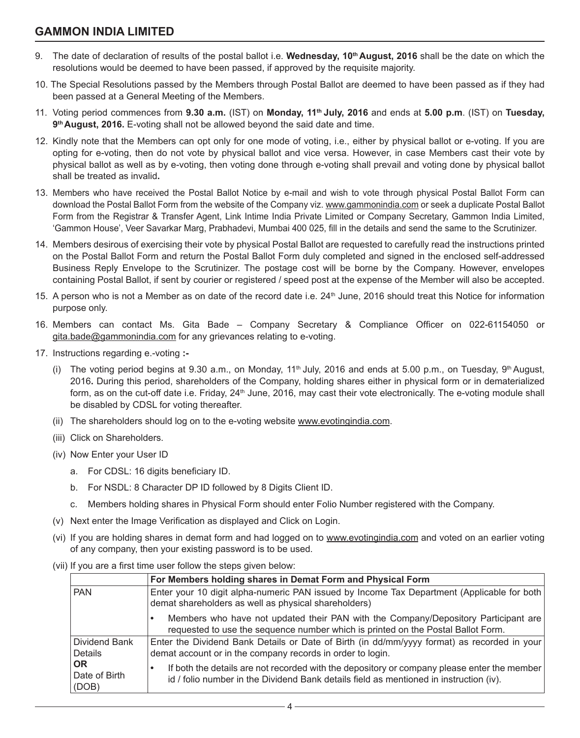9. The date of declaration of results of the postal ballot i.e. **Wednesday, 10th August, 2016** shall be the date on which the resolutions would be deemed to have been passed, if approved by the requisite majority.

10. The Special Resolutions passed by the Members through Postal Ballot are deemed to have been passed as if they had been passed at a General Meeting of the Members.

11. Voting period commences from **9.30 a.m.** (IST) on **Monday, 11th July, 2016** and ends at **5.00 p.m**. (IST) on **Tuesday, 9th August, 2016.** E-voting shall not be allowed beyond the said date and time.

12. Kindly note that the Members can opt only for one mode of voting, i.e., either by physical ballot or e-voting. If you are opting for e-voting, then do not vote by physical ballot and vice versa. However, in case Members cast their vote by physical ballot as well as by e-voting, then voting done through e-voting shall prevail and voting done by physical ballot shall be treated as invalid**.**

13. Members who have received the Postal Ballot Notice by e-mail and wish to vote through physical Postal Ballot Form can download the Postal Ballot Form from the website of the Company viz. www.gammonindia.com or seek a duplicate Postal Ballot Form from the Registrar & Transfer Agent, Link Intime India Private Limited or Company Secretary, Gammon India Limited, 'Gammon House', Veer Savarkar Marg, Prabhadevi, Mumbai 400 025, fill in the details and send the same to the Scrutinizer.

14. Members desirous of exercising their vote by physical Postal Ballot are requested to carefully read the instructions printed on the Postal Ballot Form and return the Postal Ballot Form duly completed and signed in the enclosed self-addressed Business Reply Envelope to the Scrutinizer. The postage cost will be borne by the Company. However, envelopes containing Postal Ballot, if sent by courier or registered / speed post at the expense of the Member will also be accepted.

15. A person who is not a Member as on date of the record date i.e. 24th June, 2016 should treat this Notice for information purpose only.

16. Members can contact Ms. Gita Bade – Company Secretary & Compliance Officer on 022-61154050 or gita.bade@gammonindia.com for any grievances relating to e-voting.

17. Instructions regarding e.-voting **:-**

    (i) The voting period begins at 9.30 a.m., on Monday, 11th July, 2016 and ends at 5.00 p.m., on Tuesday, 9th August, 2016**.** During this period, shareholders of the Company, holding shares either in physical form or in dematerialized form, as on the cut-off date i.e. Friday, 24th June, 2016, may cast their vote electronically. The e-voting module shall be disabled by CDSL for voting thereafter.

    (ii) The shareholders should log on to the e-voting website www.evotingindia.com.

    (iii) Click on Shareholders.

    (iv) Now Enter your User ID

    a. For CDSL: 16 digits beneficiary ID.

    b. For NSDL: 8 Character DP ID followed by 8 Digits Client ID.

    c. Members holding shares in Physical Form should enter Folio Number registered with the Company.

    (v) Next enter the Image Verification as displayed and Click on Login.

    (vi) If you are holding shares in demat form and had logged on to www.evotingindia.com and voted on an earlier voting of any company, then your existing password is to be used.

    (vii) If you are a first time user follow the steps given below:

| | **For Members holding shares in Demat Form and Physical Form** |
|---|---|
| PAN | Enter your 10 digit alpha-numeric PAN issued by Income Tax Department (Applicable for both demat shareholders as well as physical shareholders)<br>• Members who have not updated their PAN with the Company/Depository Participant are requested to use the sequence number which is printed on the Postal Ballot Form. |
| Dividend Bank Details **OR** Date of Birth (DOB) | Enter the Dividend Bank Details or Date of Birth (in dd/mm/yyyy format) as recorded in your demat account or in the company records in order to login.<br>• If both the details are not recorded with the depository or company please enter the member id / folio number in the Dividend Bank details field as mentioned in instruction (iv). |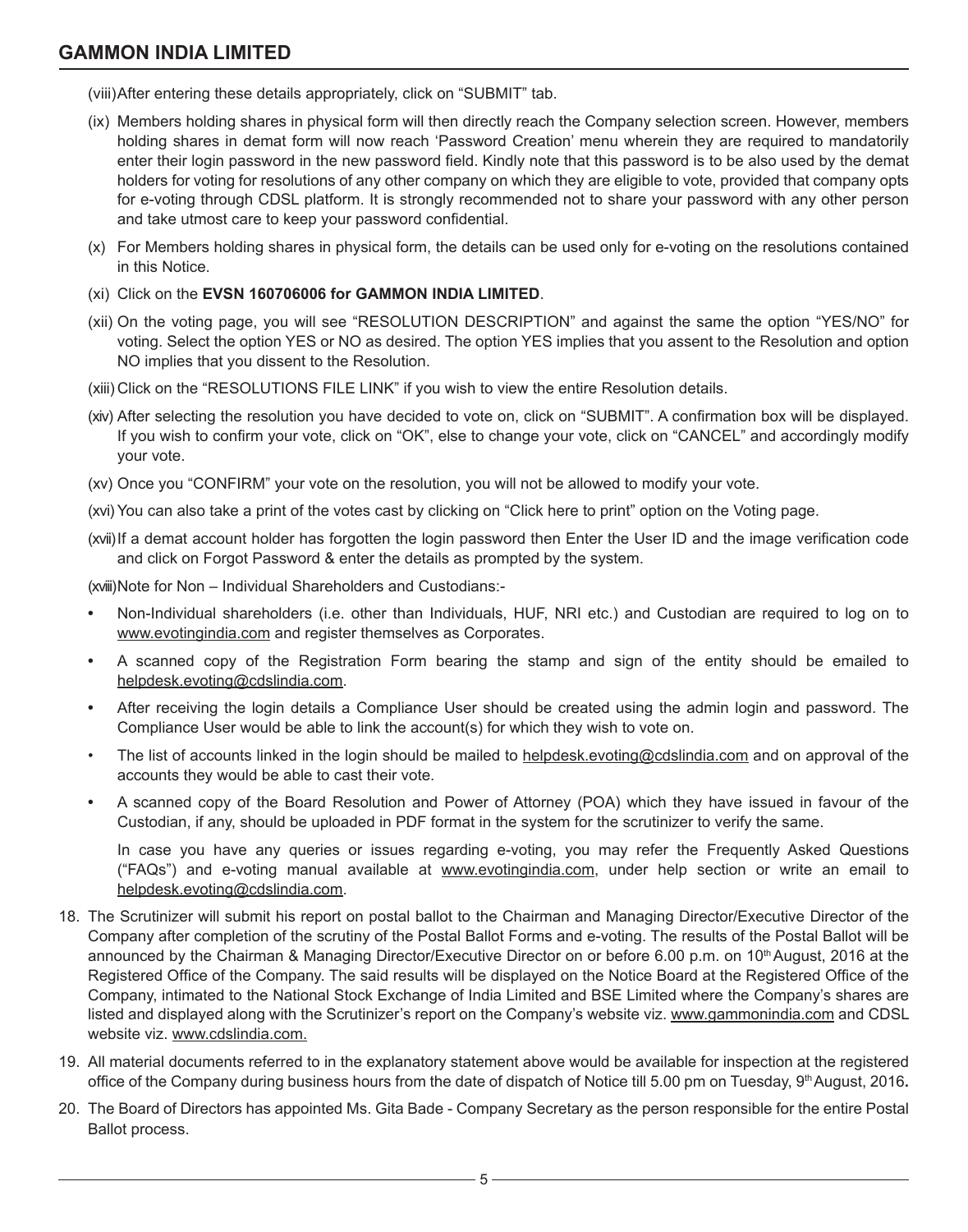(viii) After entering these details appropriately, click on "SUBMIT" tab.

(ix) Members holding shares in physical form will then directly reach the Company selection screen. However, members holding shares in demat form will now reach 'Password Creation' menu wherein they are required to mandatorily enter their login password in the new password field. Kindly note that this password is to be also used by the demat holders for voting for resolutions of any other company on which they are eligible to vote, provided that company opts for e-voting through CDSL platform. It is strongly recommended not to share your password with any other person and take utmost care to keep your password confidential.

(x) For Members holding shares in physical form, the details can be used only for e-voting on the resolutions contained in this Notice.

(xi) Click on the **EVSN 160706006 for GAMMON INDIA LIMITED**.

(xii) On the voting page, you will see "RESOLUTION DESCRIPTION" and against the same the option "YES/NO" for voting. Select the option YES or NO as desired. The option YES implies that you assent to the Resolution and option NO implies that you dissent to the Resolution.

(xiii) Click on the "RESOLUTIONS FILE LINK" if you wish to view the entire Resolution details.

(xiv) After selecting the resolution you have decided to vote on, click on "SUBMIT". A confirmation box will be displayed. If you wish to confirm your vote, click on "OK", else to change your vote, click on "CANCEL" and accordingly modify your vote.

(xv) Once you "CONFIRM" your vote on the resolution, you will not be allowed to modify your vote.

(xvi) You can also take a print of the votes cast by clicking on "Click here to print" option on the Voting page.

(xvii) If a demat account holder has forgotten the login password then Enter the User ID and the image verification code and click on Forgot Password & enter the details as prompted by the system.

(xviii) Note for Non – Individual Shareholders and Custodians:-

- Non-Individual shareholders (i.e. other than Individuals, HUF, NRI etc.) and Custodian are required to log on to www.evotingindia.com and register themselves as Corporates.
- A scanned copy of the Registration Form bearing the stamp and sign of the entity should be emailed to helpdesk.evoting@cdslindia.com.
- After receiving the login details a Compliance User should be created using the admin login and password. The Compliance User would be able to link the account(s) for which they wish to vote on.
- The list of accounts linked in the login should be mailed to helpdesk.evoting@cdslindia.com and on approval of the accounts they would be able to cast their vote.
- A scanned copy of the Board Resolution and Power of Attorney (POA) which they have issued in favour of the Custodian, if any, should be uploaded in PDF format in the system for the scrutinizer to verify the same.

In case you have any queries or issues regarding e-voting, you may refer the Frequently Asked Questions ("FAQs") and e-voting manual available at www.evotingindia.com, under help section or write an email to helpdesk.evoting@cdslindia.com.

18. The Scrutinizer will submit his report on postal ballot to the Chairman and Managing Director/Executive Director of the Company after completion of the scrutiny of the Postal Ballot Forms and e-voting. The results of the Postal Ballot will be announced by the Chairman & Managing Director/Executive Director on or before 6.00 p.m. on 10th August, 2016 at the Registered Office of the Company. The said results will be displayed on the Notice Board at the Registered Office of the Company, intimated to the National Stock Exchange of India Limited and BSE Limited where the Company's shares are listed and displayed along with the Scrutinizer's report on the Company's website viz. www.gammonindia.com and CDSL website viz. www.cdslindia.com.

19. All material documents referred to in the explanatory statement above would be available for inspection at the registered office of the Company during business hours from the date of dispatch of Notice till 5.00 pm on Tuesday, 9th August, 2016.

20. The Board of Directors has appointed Ms. Gita Bade - Company Secretary as the person responsible for the entire Postal Ballot process.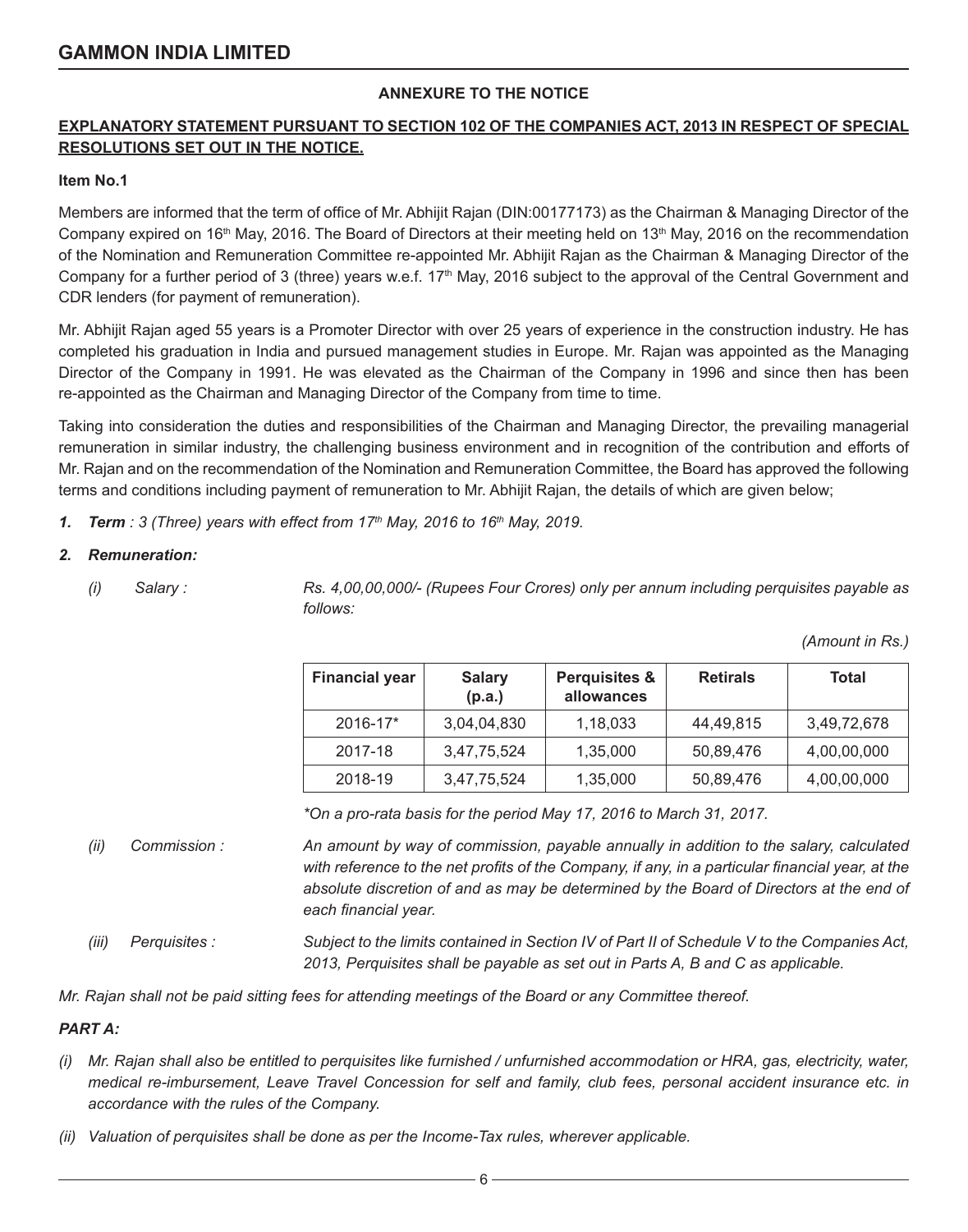# GAMMON INDIA LIMITED

**ANNEXURE TO THE NOTICE**

**EXPLANATORY STATEMENT PURSUANT TO SECTION 102 OF THE COMPANIES ACT, 2013 IN RESPECT OF SPECIAL RESOLUTIONS SET OUT IN THE NOTICE.**

**Item No.1**

Members are informed that the term of office of Mr. Abhijit Rajan (DIN:00177173) as the Chairman & Managing Director of the Company expired on 16th May, 2016. The Board of Directors at their meeting held on 13th May, 2016 on the recommendation of the Nomination and Remuneration Committee re-appointed Mr. Abhijit Rajan as the Chairman & Managing Director of the Company for a further period of 3 (three) years w.e.f. 17th May, 2016 subject to the approval of the Central Government and CDR lenders (for payment of remuneration).

Mr. Abhijit Rajan aged 55 years is a Promoter Director with over 25 years of experience in the construction industry. He has completed his graduation in India and pursued management studies in Europe. Mr. Rajan was appointed as the Managing Director of the Company in 1991. He was elevated as the Chairman of the Company in 1996 and since then has been re-appointed as the Chairman and Managing Director of the Company from time to time.

Taking into consideration the duties and responsibilities of the Chairman and Managing Director, the prevailing managerial remuneration in similar industry, the challenging business environment and in recognition of the contribution and efforts of Mr. Rajan and on the recommendation of the Nomination and Remuneration Committee, the Board has approved the following terms and conditions including payment of remuneration to Mr. Abhijit Rajan, the details of which are given below;

1. ***Term*** *: 3 (Three) years with effect from 17th May, 2016 to 16th May, 2019.*

2. ***Remuneration:***

   *(i) Salary :* *Rs. 4,00,00,000/- (Rupees Four Crores) only per annum including perquisites payable as follows:*

*(Amount in Rs.)*

| Financial year | Salary (p.a.) | Perquisites & allowances | Retirals | Total |
|---|---|---|---|---|
| 2016-17* | 3,04,04,830 | 1,18,033 | 44,49,815 | 3,49,72,678 |
| 2017-18 | 3,47,75,524 | 1,35,000 | 50,89,476 | 4,00,00,000 |
| 2018-19 | 3,47,75,524 | 1,35,000 | 50,89,476 | 4,00,00,000 |

*\*On a pro-rata basis for the period May 17, 2016 to March 31, 2017.*

   *(ii) Commission :* *An amount by way of commission, payable annually in addition to the salary, calculated with reference to the net profits of the Company, if any, in a particular financial year, at the absolute discretion of and as may be determined by the Board of Directors at the end of each financial year.*

   *(iii) Perquisites :* *Subject to the limits contained in Section IV of Part II of Schedule V to the Companies Act, 2013, Perquisites shall be payable as set out in Parts A, B and C as applicable.*

*Mr. Rajan shall not be paid sitting fees for attending meetings of the Board or any Committee thereof.*

***PART A:***

*(i) Mr. Rajan shall also be entitled to perquisites like furnished / unfurnished accommodation or HRA, gas, electricity, water, medical re-imbursement, Leave Travel Concession for self and family, club fees, personal accident insurance etc. in accordance with the rules of the Company.*

*(ii) Valuation of perquisites shall be done as per the Income-Tax rules, wherever applicable.*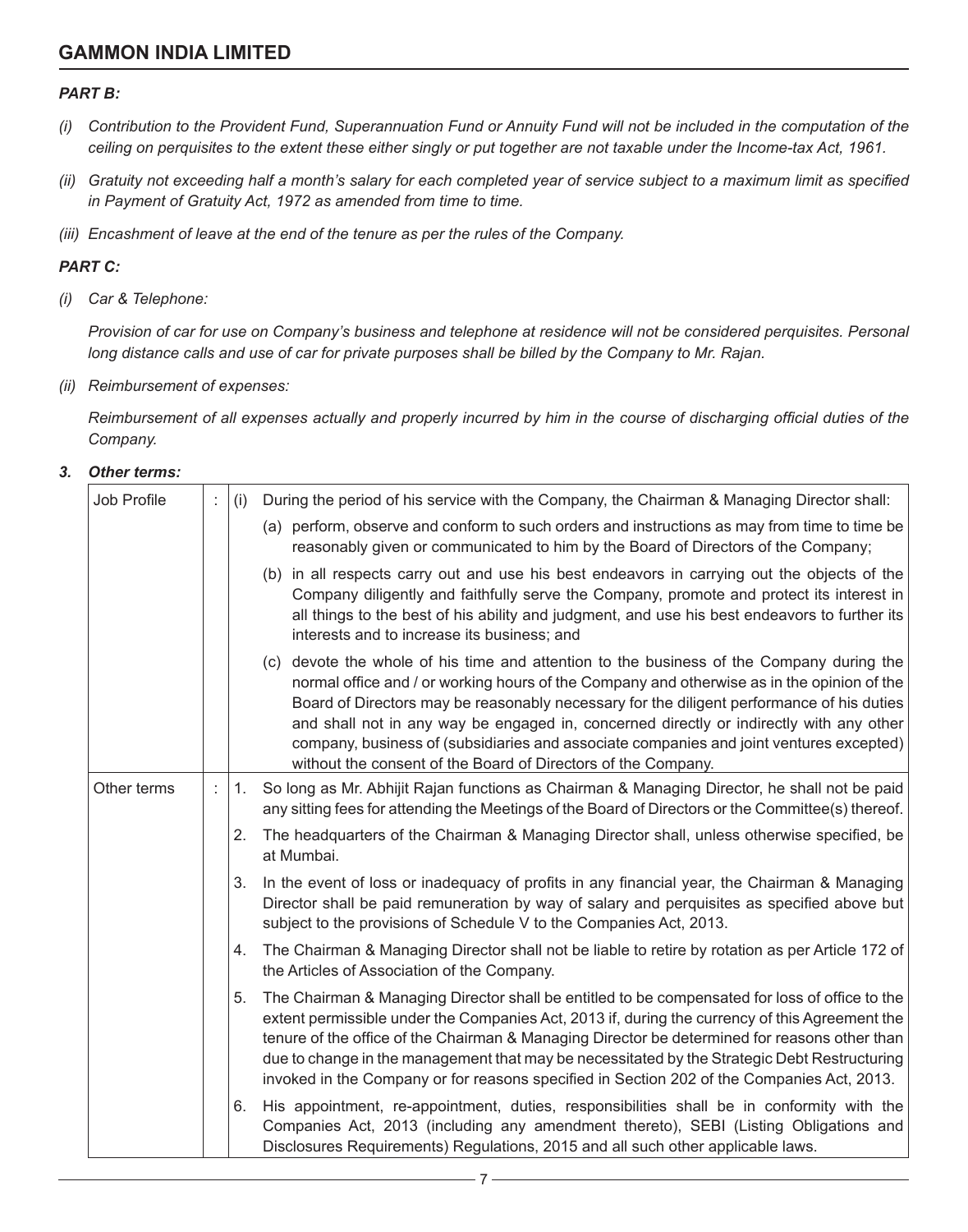***PART B:***

*(i) Contribution to the Provident Fund, Superannuation Fund or Annuity Fund will not be included in the computation of the ceiling on perquisites to the extent these either singly or put together are not taxable under the Income-tax Act, 1961.*

*(ii) Gratuity not exceeding half a month's salary for each completed year of service subject to a maximum limit as specified in Payment of Gratuity Act, 1972 as amended from time to time.*

*(iii) Encashment of leave at the end of the tenure as per the rules of the Company.*

***PART C:***

*(i) Car & Telephone:*

*Provision of car for use on Company's business and telephone at residence will not be considered perquisites. Personal long distance calls and use of car for private purposes shall be billed by the Company to Mr. Rajan.*

*(ii) Reimbursement of expenses:*

*Reimbursement of all expenses actually and properly incurred by him in the course of discharging official duties of the Company.*

***3. Other terms:***

| | | |
|---|---|---|
| Job Profile | : | (i) During the period of his service with the Company, the Chairman & Managing Director shall:<br>(a) perform, observe and conform to such orders and instructions as may from time to time be reasonably given or communicated to him by the Board of Directors of the Company;<br>(b) in all respects carry out and use his best endeavors in carrying out the objects of the Company diligently and faithfully serve the Company, promote and protect its interest in all things to the best of his ability and judgment, and use his best endeavors to further its interests and to increase its business; and<br>(c) devote the whole of his time and attention to the business of the Company during the normal office and / or working hours of the Company and otherwise as in the opinion of the Board of Directors may be reasonably necessary for the diligent performance of his duties and shall not in any way be engaged in, concerned directly or indirectly with any other company, business of (subsidiaries and associate companies and joint ventures excepted) without the consent of the Board of Directors of the Company. |
| Other terms | : | 1. So long as Mr. Abhijit Rajan functions as Chairman & Managing Director, he shall not be paid any sitting fees for attending the Meetings of the Board of Directors or the Committee(s) thereof.<br>2. The headquarters of the Chairman & Managing Director shall, unless otherwise specified, be at Mumbai.<br>3. In the event of loss or inadequacy of profits in any financial year, the Chairman & Managing Director shall be paid remuneration by way of salary and perquisites as specified above but subject to the provisions of Schedule V to the Companies Act, 2013.<br>4. The Chairman & Managing Director shall not be liable to retire by rotation as per Article 172 of the Articles of Association of the Company.<br>5. The Chairman & Managing Director shall be entitled to be compensated for loss of office to the extent permissible under the Companies Act, 2013 if, during the currency of this Agreement the tenure of the office of the Chairman & Managing Director be determined for reasons other than due to change in the management that may be necessitated by the Strategic Debt Restructuring invoked in the Company or for reasons specified in Section 202 of the Companies Act, 2013.<br>6. His appointment, re-appointment, duties, responsibilities shall be in conformity with the Companies Act, 2013 (including any amendment thereto), SEBI (Listing Obligations and Disclosures Requirements) Regulations, 2015 and all such other applicable laws. |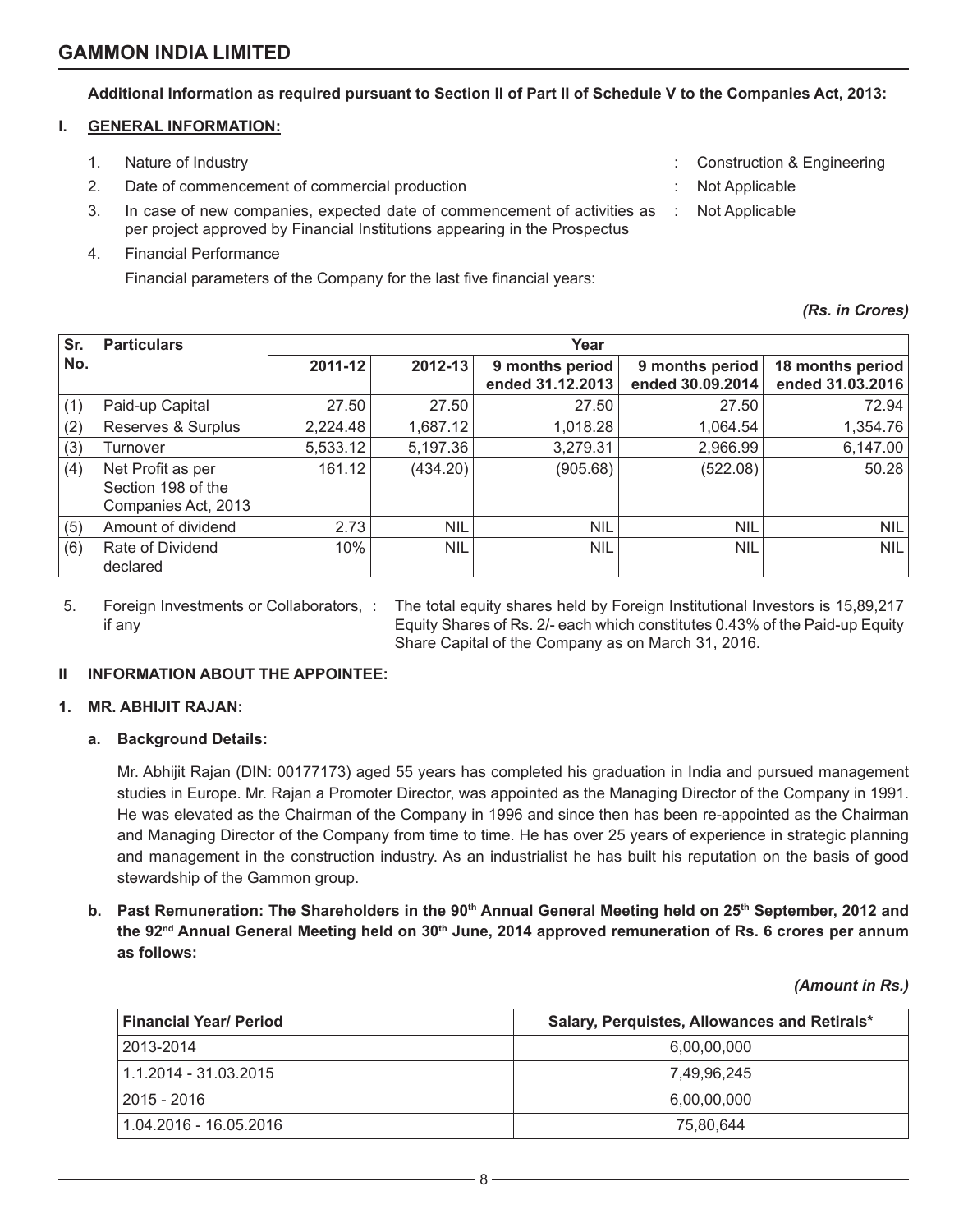**Additional Information as required pursuant to Section II of Part II of Schedule V to the Companies Act, 2013:**

## I. GENERAL INFORMATION:

1. Nature of Industry : Construction & Engineering
2. Date of commencement of commercial production : Not Applicable
3. In case of new companies, expected date of commencement of activities as per project approved by Financial Institutions appearing in the Prospectus : Not Applicable
4. Financial Performance

   Financial parameters of the Company for the last five financial years:

*(Rs. in Crores)*

| Sr. No. | Particulars | Year | | | | |
|---|---|---|---|---|---|---|
| | | 2011-12 | 2012-13 | 9 months period ended 31.12.2013 | 9 months period ended 30.09.2014 | 18 months period ended 31.03.2016 |
| (1) | Paid-up Capital | 27.50 | 27.50 | 27.50 | 27.50 | 72.94 |
| (2) | Reserves & Surplus | 2,224.48 | 1,687.12 | 1,018.28 | 1,064.54 | 1,354.76 |
| (3) | Turnover | 5,533.12 | 5,197.36 | 3,279.31 | 2,966.99 | 6,147.00 |
| (4) | Net Profit as per Section 198 of the Companies Act, 2013 | 161.12 | (434.20) | (905.68) | (522.08) | 50.28 |
| (5) | Amount of dividend | 2.73 | NIL | NIL | NIL | NIL |
| (6) | Rate of Dividend declared | 10% | NIL | NIL | NIL | NIL |

5. Foreign Investments or Collaborators, if any : The total equity shares held by Foreign Institutional Investors is 15,89,217 Equity Shares of Rs. 2/- each which constitutes 0.43% of the Paid-up Equity Share Capital of the Company as on March 31, 2016.

## II INFORMATION ABOUT THE APPOINTEE:

### 1. MR. ABHIJIT RAJAN:

**a. Background Details:**

Mr. Abhijit Rajan (DIN: 00177173) aged 55 years has completed his graduation in India and pursued management studies in Europe. Mr. Rajan a Promoter Director, was appointed as the Managing Director of the Company in 1991. He was elevated as the Chairman of the Company in 1996 and since then has been re-appointed as the Chairman and Managing Director of the Company from time to time. He has over 25 years of experience in strategic planning and management in the construction industry. As an industrialist he has built his reputation on the basis of good stewardship of the Gammon group.

**b. Past Remuneration: The Shareholders in the 90th Annual General Meeting held on 25th September, 2012 and the 92nd Annual General Meeting held on 30th June, 2014 approved remuneration of Rs. 6 crores per annum as follows:**

*(Amount in Rs.)*

| Financial Year/ Period | Salary, Perquistes, Allowances and Retirals* |
|---|---|
| 2013-2014 | 6,00,00,000 |
| 1.1.2014 - 31.03.2015 | 7,49,96,245 |
| 2015 - 2016 | 6,00,00,000 |
| 1.04.2016 - 16.05.2016 | 75,80,644 |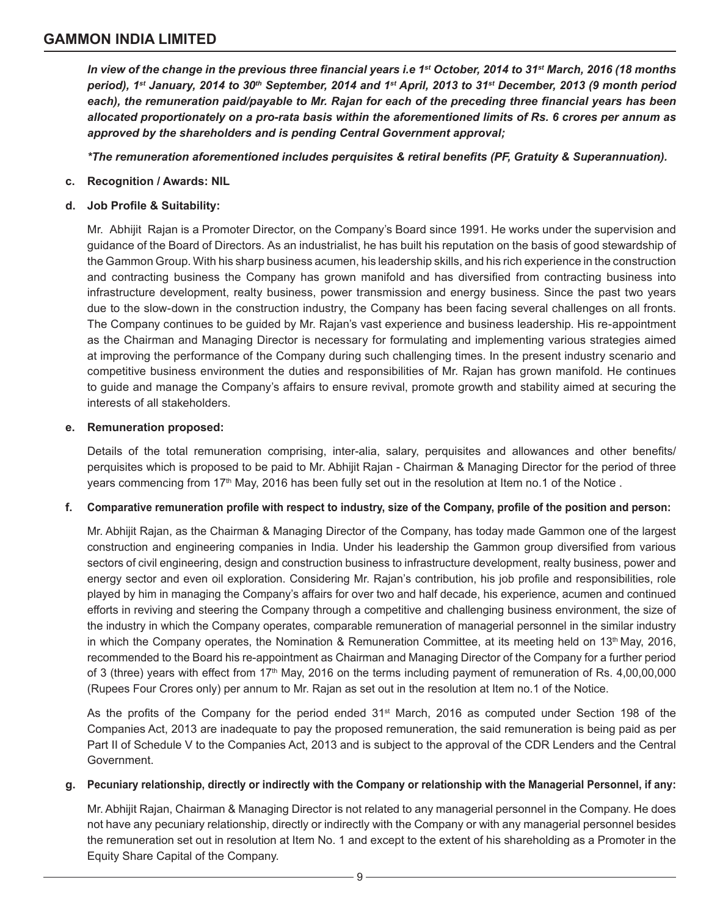***In view of the change in the previous three financial years i.e 1st October, 2014 to 31st March, 2016 (18 months period), 1st January, 2014 to 30th September, 2014 and 1st April, 2013 to 31st December, 2013 (9 month period each), the remuneration paid/payable to Mr. Rajan for each of the preceding three financial years has been allocated proportionately on a pro-rata basis within the aforementioned limits of Rs. 6 crores per annum as approved by the shareholders and is pending Central Government approval;***

***\*The remuneration aforementioned includes perquisites & retiral benefits (PF, Gratuity & Superannuation).***

**c. Recognition / Awards: NIL**

**d. Job Profile & Suitability:**

Mr. Abhijit Rajan is a Promoter Director, on the Company's Board since 1991. He works under the supervision and guidance of the Board of Directors. As an industrialist, he has built his reputation on the basis of good stewardship of the Gammon Group. With his sharp business acumen, his leadership skills, and his rich experience in the construction and contracting business the Company has grown manifold and has diversified from contracting business into infrastructure development, realty business, power transmission and energy business. Since the past two years due to the slow-down in the construction industry, the Company has been facing several challenges on all fronts. The Company continues to be guided by Mr. Rajan's vast experience and business leadership. His re-appointment as the Chairman and Managing Director is necessary for formulating and implementing various strategies aimed at improving the performance of the Company during such challenging times. In the present industry scenario and competitive business environment the duties and responsibilities of Mr. Rajan has grown manifold. He continues to guide and manage the Company's affairs to ensure revival, promote growth and stability aimed at securing the interests of all stakeholders.

**e. Remuneration proposed:**

Details of the total remuneration comprising, inter-alia, salary, perquisites and allowances and other benefits/ perquisites which is proposed to be paid to Mr. Abhijit Rajan - Chairman & Managing Director for the period of three years commencing from 17th May, 2016 has been fully set out in the resolution at Item no.1 of the Notice .

**f. Comparative remuneration profile with respect to industry, size of the Company, profile of the position and person:**

Mr. Abhijit Rajan, as the Chairman & Managing Director of the Company, has today made Gammon one of the largest construction and engineering companies in India. Under his leadership the Gammon group diversified from various sectors of civil engineering, design and construction business to infrastructure development, realty business, power and energy sector and even oil exploration. Considering Mr. Rajan's contribution, his job profile and responsibilities, role played by him in managing the Company's affairs for over two and half decade, his experience, acumen and continued efforts in reviving and steering the Company through a competitive and challenging business environment, the size of the industry in which the Company operates, comparable remuneration of managerial personnel in the similar industry in which the Company operates, the Nomination & Remuneration Committee, at its meeting held on 13th May, 2016, recommended to the Board his re-appointment as Chairman and Managing Director of the Company for a further period of 3 (three) years with effect from 17th May, 2016 on the terms including payment of remuneration of Rs. 4,00,00,000 (Rupees Four Crores only) per annum to Mr. Rajan as set out in the resolution at Item no.1 of the Notice.

As the profits of the Company for the period ended 31st March, 2016 as computed under Section 198 of the Companies Act, 2013 are inadequate to pay the proposed remuneration, the said remuneration is being paid as per Part II of Schedule V to the Companies Act, 2013 and is subject to the approval of the CDR Lenders and the Central Government.

**g. Pecuniary relationship, directly or indirectly with the Company or relationship with the Managerial Personnel, if any:**

Mr. Abhijit Rajan, Chairman & Managing Director is not related to any managerial personnel in the Company. He does not have any pecuniary relationship, directly or indirectly with the Company or with any managerial personnel besides the remuneration set out in resolution at Item No. 1 and except to the extent of his shareholding as a Promoter in the Equity Share Capital of the Company.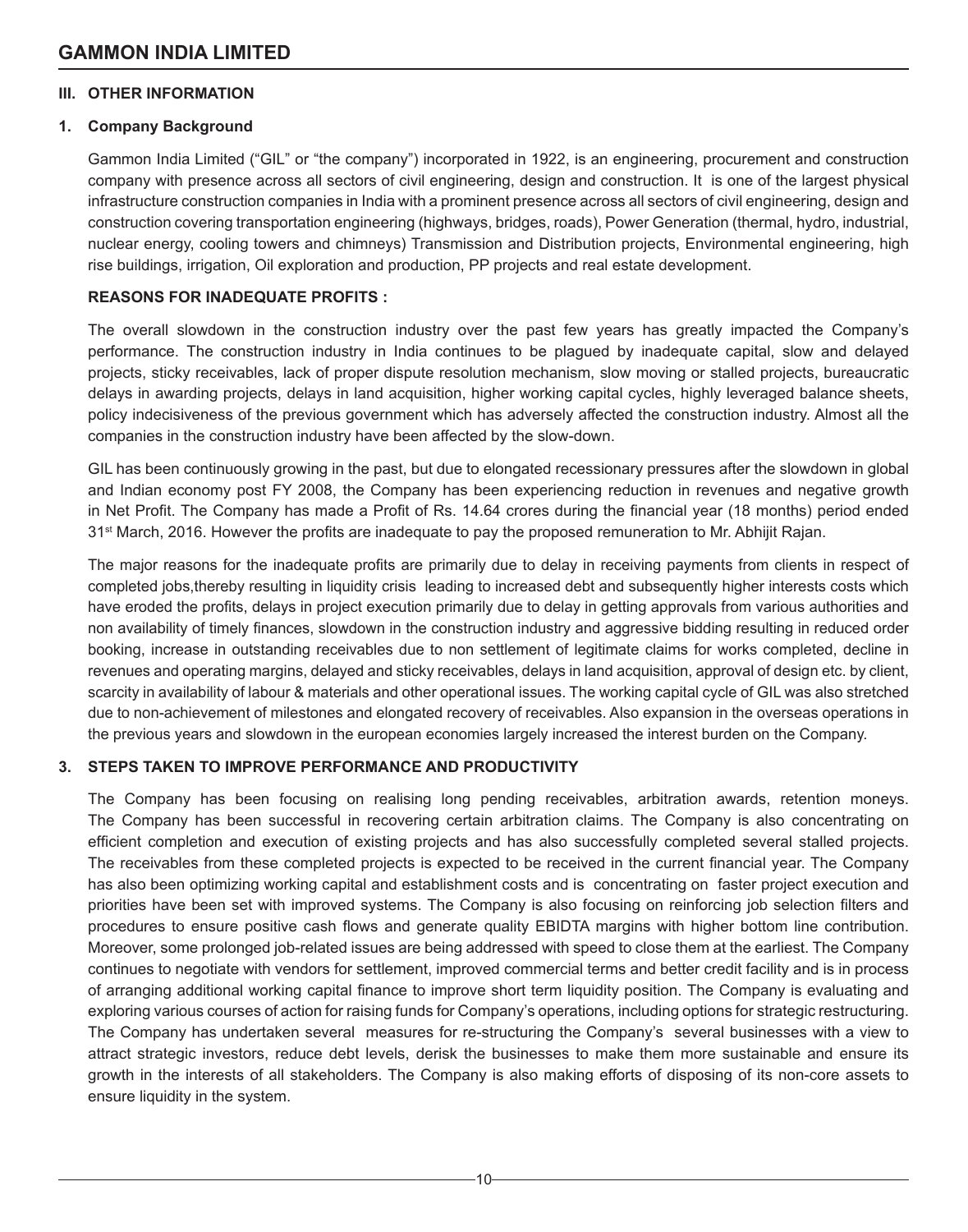## III. OTHER INFORMATION

### 1. Company Background

Gammon India Limited ("GIL" or "the company") incorporated in 1922, is an engineering, procurement and construction company with presence across all sectors of civil engineering, design and construction. It is one of the largest physical infrastructure construction companies in India with a prominent presence across all sectors of civil engineering, design and construction covering transportation engineering (highways, bridges, roads), Power Generation (thermal, hydro, industrial, nuclear energy, cooling towers and chimneys) Transmission and Distribution projects, Environmental engineering, high rise buildings, irrigation, Oil exploration and production, PP projects and real estate development.

**REASONS FOR INADEQUATE PROFITS :**

The overall slowdown in the construction industry over the past few years has greatly impacted the Company's performance. The construction industry in India continues to be plagued by inadequate capital, slow and delayed projects, sticky receivables, lack of proper dispute resolution mechanism, slow moving or stalled projects, bureaucratic delays in awarding projects, delays in land acquisition, higher working capital cycles, highly leveraged balance sheets, policy indecisiveness of the previous government which has adversely affected the construction industry. Almost all the companies in the construction industry have been affected by the slow-down.

GIL has been continuously growing in the past, but due to elongated recessionary pressures after the slowdown in global and Indian economy post FY 2008, the Company has been experiencing reduction in revenues and negative growth in Net Profit. The Company has made a Profit of Rs. 14.64 crores during the financial year (18 months) period ended 31st March, 2016. However the profits are inadequate to pay the proposed remuneration to Mr. Abhijit Rajan.

The major reasons for the inadequate profits are primarily due to delay in receiving payments from clients in respect of completed jobs,thereby resulting in liquidity crisis leading to increased debt and subsequently higher interests costs which have eroded the profits, delays in project execution primarily due to delay in getting approvals from various authorities and non availability of timely finances, slowdown in the construction industry and aggressive bidding resulting in reduced order booking, increase in outstanding receivables due to non settlement of legitimate claims for works completed, decline in revenues and operating margins, delayed and sticky receivables, delays in land acquisition, approval of design etc. by client, scarcity in availability of labour & materials and other operational issues. The working capital cycle of GIL was also stretched due to non-achievement of milestones and elongated recovery of receivables. Also expansion in the overseas operations in the previous years and slowdown in the european economies largely increased the interest burden on the Company.

### 3. STEPS TAKEN TO IMPROVE PERFORMANCE AND PRODUCTIVITY

The Company has been focusing on realising long pending receivables, arbitration awards, retention moneys. The Company has been successful in recovering certain arbitration claims. The Company is also concentrating on efficient completion and execution of existing projects and has also successfully completed several stalled projects. The receivables from these completed projects is expected to be received in the current financial year. The Company has also been optimizing working capital and establishment costs and is concentrating on faster project execution and priorities have been set with improved systems. The Company is also focusing on reinforcing job selection filters and procedures to ensure positive cash flows and generate quality EBIDTA margins with higher bottom line contribution. Moreover, some prolonged job-related issues are being addressed with speed to close them at the earliest. The Company continues to negotiate with vendors for settlement, improved commercial terms and better credit facility and is in process of arranging additional working capital finance to improve short term liquidity position. The Company is evaluating and exploring various courses of action for raising funds for Company's operations, including options for strategic restructuring. The Company has undertaken several measures for re-structuring the Company's several businesses with a view to attract strategic investors, reduce debt levels, derisk the businesses to make them more sustainable and ensure its growth in the interests of all stakeholders. The Company is also making efforts of disposing of its non-core assets to ensure liquidity in the system.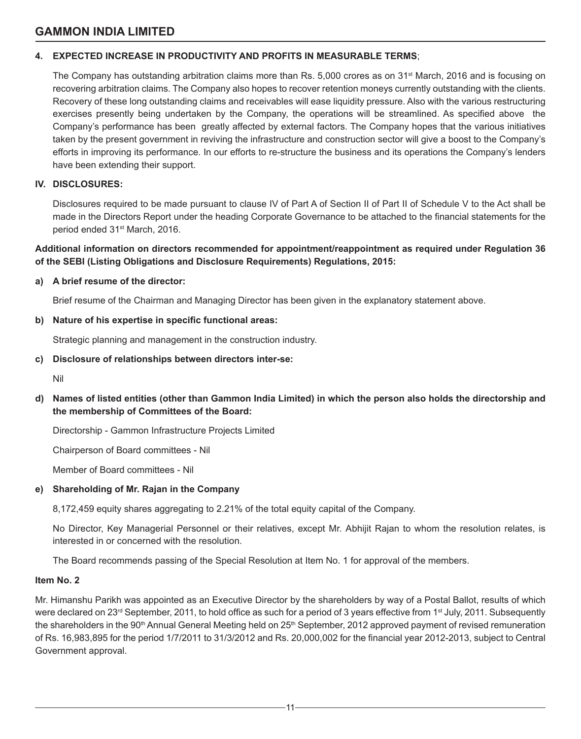#### 4. EXPECTED INCREASE IN PRODUCTIVITY AND PROFITS IN MEASURABLE TERMS;

The Company has outstanding arbitration claims more than Rs. 5,000 crores as on 31st March, 2016 and is focusing on recovering arbitration claims. The Company also hopes to recover retention moneys currently outstanding with the clients. Recovery of these long outstanding claims and receivables will ease liquidity pressure. Also with the various restructuring exercises presently being undertaken by the Company, the operations will be streamlined. As specified above the Company's performance has been greatly affected by external factors. The Company hopes that the various initiatives taken by the present government in reviving the infrastructure and construction sector will give a boost to the Company's efforts in improving its performance. In our efforts to re-structure the business and its operations the Company's lenders have been extending their support.

### IV. DISCLOSURES:

Disclosures required to be made pursuant to clause IV of Part A of Section II of Part II of Schedule V to the Act shall be made in the Directors Report under the heading Corporate Governance to be attached to the financial statements for the period ended 31st March, 2016.

**Additional information on directors recommended for appointment/reappointment as required under Regulation 36 of the SEBI (Listing Obligations and Disclosure Requirements) Regulations, 2015:**

**a) A brief resume of the director:**

Brief resume of the Chairman and Managing Director has been given in the explanatory statement above.

**b) Nature of his expertise in specific functional areas:**

Strategic planning and management in the construction industry.

**c) Disclosure of relationships between directors inter-se:**

Nil

**d) Names of listed entities (other than Gammon India Limited) in which the person also holds the directorship and the membership of Committees of the Board:**

Directorship - Gammon Infrastructure Projects Limited

Chairperson of Board committees - Nil

Member of Board committees - Nil

**e) Shareholding of Mr. Rajan in the Company**

8,172,459 equity shares aggregating to 2.21% of the total equity capital of the Company.

No Director, Key Managerial Personnel or their relatives, except Mr. Abhijit Rajan to whom the resolution relates, is interested in or concerned with the resolution.

The Board recommends passing of the Special Resolution at Item No. 1 for approval of the members.

**Item No. 2**

Mr. Himanshu Parikh was appointed as an Executive Director by the shareholders by way of a Postal Ballot, results of which were declared on 23rd September, 2011, to hold office as such for a period of 3 years effective from 1st July, 2011. Subsequently the shareholders in the 90th Annual General Meeting held on 25th September, 2012 approved payment of revised remuneration of Rs. 16,983,895 for the period 1/7/2011 to 31/3/2012 and Rs. 20,000,002 for the financial year 2012-2013, subject to Central Government approval.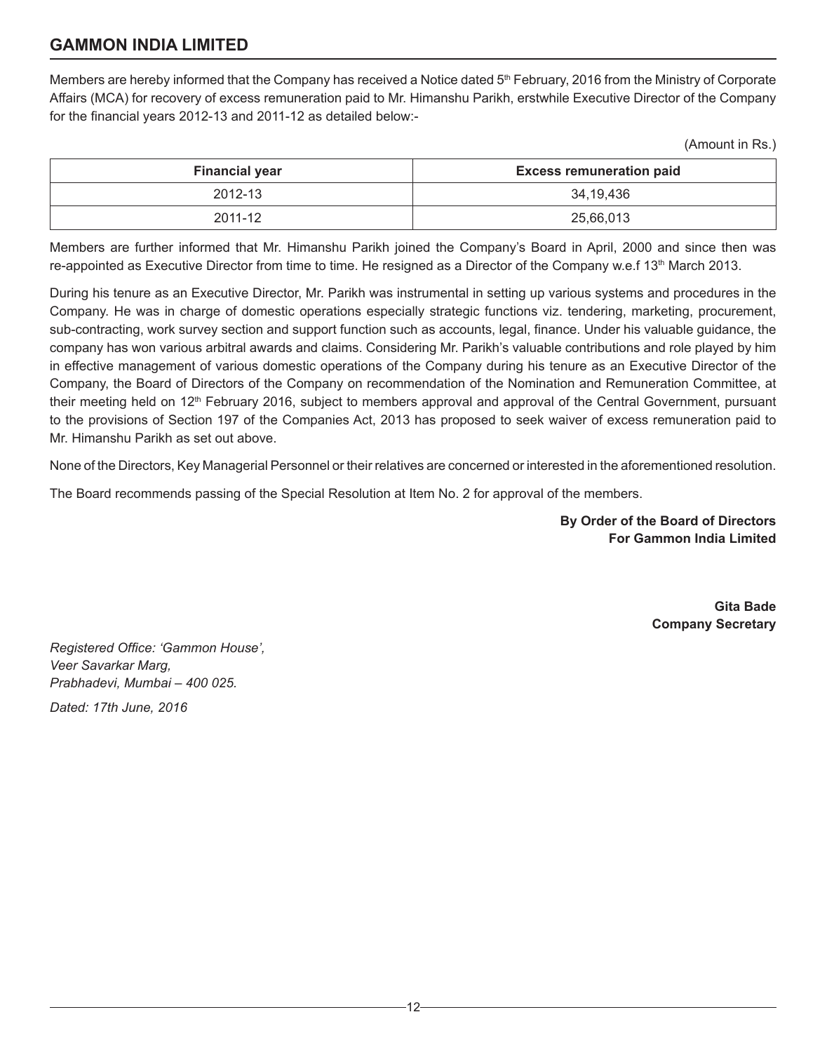Members are hereby informed that the Company has received a Notice dated 5th February, 2016 from the Ministry of Corporate Affairs (MCA) for recovery of excess remuneration paid to Mr. Himanshu Parikh, erstwhile Executive Director of the Company for the financial years 2012-13 and 2011-12 as detailed below:-

(Amount in Rs.)

| Financial year | Excess remuneration paid |
|---|---|
| 2012-13 | 34,19,436 |
| 2011-12 | 25,66,013 |

Members are further informed that Mr. Himanshu Parikh joined the Company's Board in April, 2000 and since then was re-appointed as Executive Director from time to time. He resigned as a Director of the Company w.e.f 13th March 2013.

During his tenure as an Executive Director, Mr. Parikh was instrumental in setting up various systems and procedures in the Company. He was in charge of domestic operations especially strategic functions viz. tendering, marketing, procurement, sub-contracting, work survey section and support function such as accounts, legal, finance. Under his valuable guidance, the company has won various arbitral awards and claims. Considering Mr. Parikh's valuable contributions and role played by him in effective management of various domestic operations of the Company during his tenure as an Executive Director of the Company, the Board of Directors of the Company on recommendation of the Nomination and Remuneration Committee, at their meeting held on 12th February 2016, subject to members approval and approval of the Central Government, pursuant to the provisions of Section 197 of the Companies Act, 2013 has proposed to seek waiver of excess remuneration paid to Mr. Himanshu Parikh as set out above.

None of the Directors, Key Managerial Personnel or their relatives are concerned or interested in the aforementioned resolution.

The Board recommends passing of the Special Resolution at Item No. 2 for approval of the members.

**By Order of the Board of Directors**
**For Gammon India Limited**

**Gita Bade**
**Company Secretary**

*Registered Office: 'Gammon House',*
*Veer Savarkar Marg,*
*Prabhadevi, Mumbai – 400 025.*

*Dated: 17th June, 2016*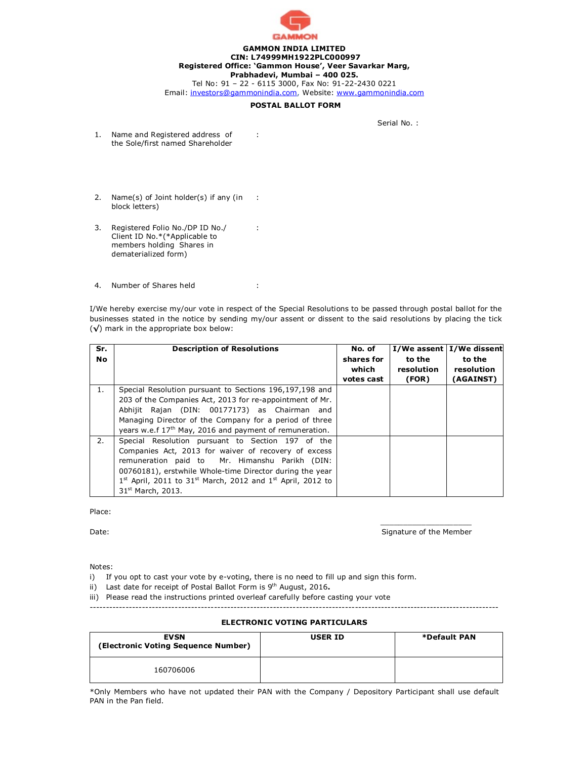**GAMMON**

**GAMMON INDIA LIMITED**
**CIN: L74999MH1922PLC000997**
**Registered Office: 'Gammon House', Veer Savarkar Marg, Prabhadevi, Mumbai – 400 025.**
Tel No: 91 – 22 - 6115 3000, Fax No: 91-22-2430 0221
Email: investors@gammonindia.com, Website: www.gammonindia.com

## POSTAL BALLOT FORM

Serial No. :

1. Name and Registered address of the Sole/first named Shareholder :

2. Name(s) of Joint holder(s) if any (in block letters) :

3. Registered Folio No./DP ID No./ Client ID No.*(*Applicable to members holding Shares in dematerialized form) :

4. Number of Shares held :

I/We hereby exercise my/our vote in respect of the Special Resolutions to be passed through postal ballot for the businesses stated in the notice by sending my/our assent or dissent to the said resolutions by placing the tick (√) mark in the appropriate box below:

| Sr. No | Description of Resolutions | No. of shares for which votes cast | I/We assent to the resolution (FOR) | I/We dissent to the resolution (AGAINST) |
|---|---|---|---|---|
| 1. | Special Resolution pursuant to Sections 196,197,198 and 203 of the Companies Act, 2013 for re-appointment of Mr. Abhijit Rajan (DIN: 00177173) as Chairman and Managing Director of the Company for a period of three years w.e.f 17th May, 2016 and payment of remuneration. | | | |
| 2. | Special Resolution pursuant to Section 197 of the Companies Act, 2013 for waiver of recovery of excess remuneration paid to Mr. Himanshu Parikh (DIN: 00760181), erstwhile Whole-time Director during the year 1st April, 2011 to 31st March, 2012 and 1st April, 2012 to 31st March, 2013. | | | |

Place:

Date: Signature of the Member

Notes:

i) If you opt to cast your vote by e-voting, there is no need to fill up and sign this form.
ii) Last date for receipt of Postal Ballot Form is 9th August, 2016.
iii) Please read the instructions printed overleaf carefully before casting your vote

---

### ELECTRONIC VOTING PARTICULARS

| EVSN (Electronic Voting Sequence Number) | USER ID | *Default PAN |
|---|---|---|
| 160706006 | | |

*Only Members who have not updated their PAN with the Company / Depository Participant shall use default PAN in the Pan field.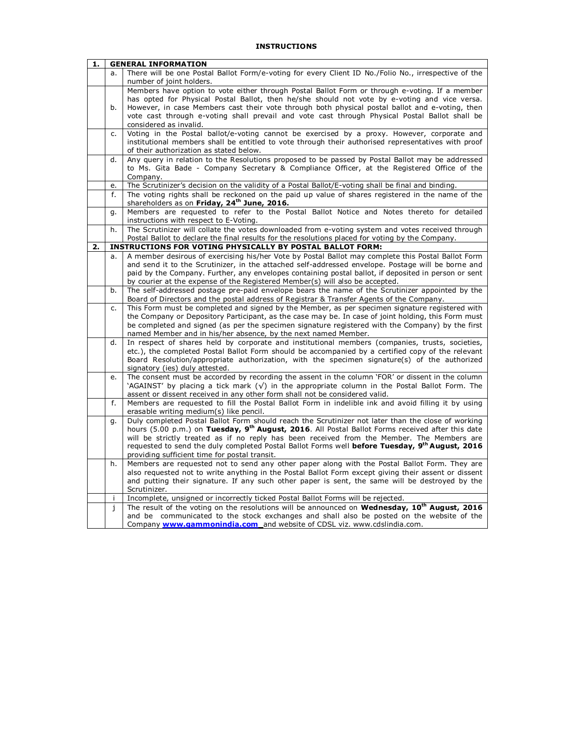# INSTRUCTIONS

| | | |
|---|---|---|
| **1.** | **GENERAL INFORMATION** | |
| | a. | There will be one Postal Ballot Form/e-voting for every Client ID No./Folio No., irrespective of the number of joint holders. |
| | b. | Members have option to vote either through Postal Ballot Form or through e-voting. If a member has opted for Physical Postal Ballot, then he/she should not vote by e-voting and vice versa. However, in case Members cast their vote through both physical postal ballot and e-voting, then vote cast through e-voting shall prevail and vote cast through Physical Postal Ballot shall be considered as invalid. |
| | c. | Voting in the Postal ballot/e-voting cannot be exercised by a proxy. However, corporate and institutional members shall be entitled to vote through their authorised representatives with proof of their authorization as stated below. |
| | d. | Any query in relation to the Resolutions proposed to be passed by Postal Ballot may be addressed to Ms. Gita Bade - Company Secretary & Compliance Officer, at the Registered Office of the Company. |
| | e. | The Scrutinizer's decision on the validity of a Postal Ballot/E-voting shall be final and binding. |
| | f. | The voting rights shall be reckoned on the paid up value of shares registered in the name of the shareholders as on **Friday, 24th June, 2016.** |
| | g. | Members are requested to refer to the Postal Ballot Notice and Notes thereto for detailed instructions with respect to E-Voting. |
| | h. | The Scrutinizer will collate the votes downloaded from e-voting system and votes received through Postal Ballot to declare the final results for the resolutions placed for voting by the Company. |
| **2.** | **INSTRUCTIONS FOR VOTING PHYSICALLY BY POSTAL BALLOT FORM:** | |
| | a. | A member desirous of exercising his/her Vote by Postal Ballot may complete this Postal Ballot Form and send it to the Scrutinizer, in the attached self-addressed envelope. Postage will be borne and paid by the Company. Further, any envelopes containing postal ballot, if deposited in person or sent by courier at the expense of the Registered Member(s) will also be accepted. |
| | b. | The self-addressed postage pre-paid envelope bears the name of the Scrutinizer appointed by the Board of Directors and the postal address of Registrar & Transfer Agents of the Company. |
| | c. | This Form must be completed and signed by the Member, as per specimen signature registered with the Company or Depository Participant, as the case may be. In case of joint holding, this Form must be completed and signed (as per the specimen signature registered with the Company) by the first named Member and in his/her absence, by the next named Member. |
| | d. | In respect of shares held by corporate and institutional members (companies, trusts, societies, etc.), the completed Postal Ballot Form should be accompanied by a certified copy of the relevant Board Resolution/appropriate authorization, with the specimen signature(s) of the authorized signatory (ies) duly attested. |
| | e. | The consent must be accorded by recording the assent in the column 'FOR' or dissent in the column 'AGAINST' by placing a tick mark (√) in the appropriate column in the Postal Ballot Form. The assent or dissent received in any other form shall not be considered valid. |
| | f. | Members are requested to fill the Postal Ballot Form in indelible ink and avoid filling it by using erasable writing medium(s) like pencil. |
| | g. | Duly completed Postal Ballot Form should reach the Scrutinizer not later than the close of working hours (5.00 p.m.) on **Tuesday, 9th August, 2016**. All Postal Ballot Forms received after this date will be strictly treated as if no reply has been received from the Member. The Members are requested to send the duly completed Postal Ballot Forms well **before Tuesday, 9th August, 2016** providing sufficient time for postal transit. |
| | h. | Members are requested not to send any other paper along with the Postal Ballot Form. They are also requested not to write anything in the Postal Ballot Form except giving their assent or dissent and putting their signature. If any such other paper is sent, the same will be destroyed by the Scrutinizer. |
| | i | Incomplete, unsigned or incorrectly ticked Postal Ballot Forms will be rejected. |
| | j | The result of the voting on the resolutions will be announced on **Wednesday, 10th August, 2016** and be communicated to the stock exchanges and shall also be posted on the website of the Company **www.gammonindia.com** and website of CDSL viz. www.cdslindia.com. |